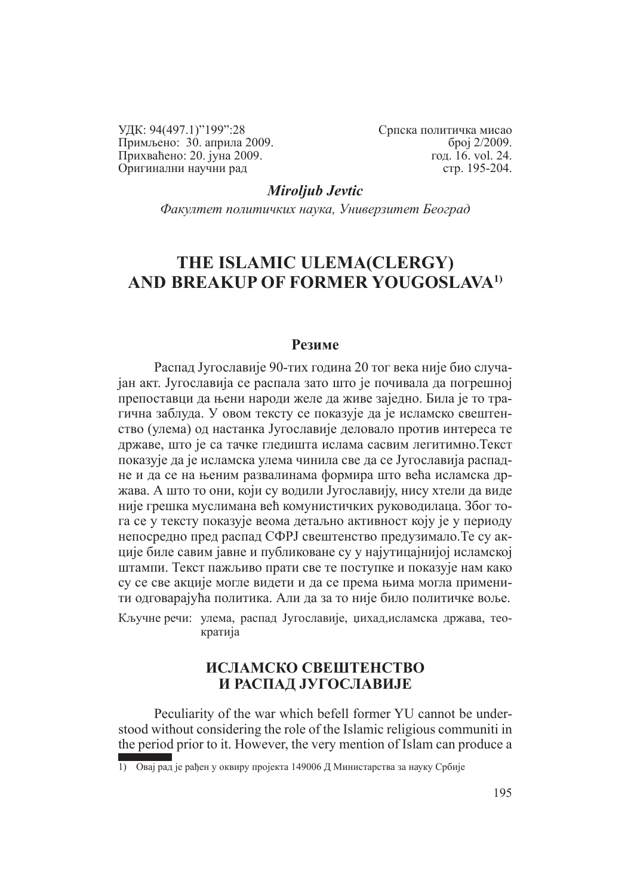УДК: 94(497.1)"199":28
Примљено: 30. априла 2009.
Прихваћено: 20. јуна 2009.
Оригинални научни рад

Српска политичка мисао
број 2/2009.
год. 16. vol. 24.
стр. 195-204.

***Miroljub Jevtic***

*Факултет политичких наука, Универзитет Београд*

# THE ISLAMIC ULEMA(CLERGY) AND BREAKUP OF FORMER YOUGOSLAVA[1)]

## Резиме

Распад Југославије 90-тих година 20 тог века није био случајан акт. Југославија се распала зато што је почивала да погрешној препоставци да њени народи желе да живе заједно. Била је то трагична заблуда. У овом тексту се показује да је исламско свештенство (улема) од настанка Југославије деловало против интереса те државе, што је са тачке гледишта ислама сасвим легитимно.Текст показује да је исламска улема чинила све да се Југославија распадне и да се на њеним развалинама формира што већа исламска држава. А што то они, који су водили Југославију, нису хтели да виде није грешка муслимана већ комунистичких руководилаца. Због тога се у тексту показује веома детаљно активност коју је у периоду непосредно пред распад СФРЈ свештенство предузимало.Те су акције биле савим јавне и публиковане су у најутицајнијој исламској штампи. Текст пажљиво прати све те поступке и показује нам како су се све акције могле видети и да се према њима могла применити одговарајућа политика. Али да за то није било политичке воље.

Кључне речи: улема, распад Југославије, џихад,исламска држава, теократија

## ИСЛАМСКО СВЕШТЕНСТВО И РАСПАД ЈУГОСЛАВИЈЕ

Peculiarity of the war which befell former YU cannot be understood without considering the role of the Islamic religious communiti in the period prior to it. However, the very mention of Islam can produce a

1) Овај рад је рађен у оквиру пројекта 149006 Д Министарства за науку Србије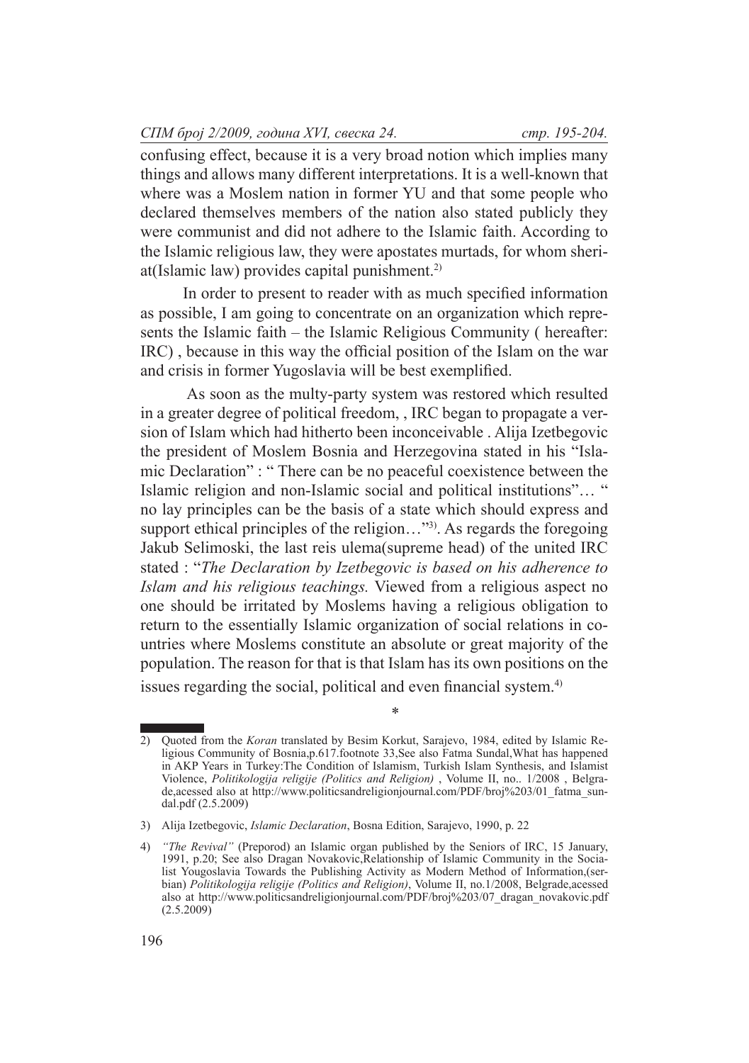confusing effect, because it is a very broad notion which implies many things and allows many different interpretations. It is a well-known that where was a Moslem nation in former YU and that some people who declared themselves members of the nation also stated publicly they were communist and did not adhere to the Islamic faith. According to the Islamic religious law, they were apostates murtads, for whom sheriat(Islamic law) provides capital punishment.[2)]

In order to present to reader with as much specified information as possible, I am going to concentrate on an organization which represents the Islamic faith – the Islamic Religious Community ( hereafter: IRC) , because in this way the official position of the Islam on the war and crisis in former Yugoslavia will be best exemplified.

As soon as the multy-party system was restored which resulted in a greater degree of political freedom, , IRC began to propagate a version of Islam which had hitherto been inconceivable . Alija Izetbegovic the president of Moslem Bosnia and Herzegovina stated in his "Islamic Declaration" : " There can be no peaceful coexistence between the Islamic religion and non-Islamic social and political institutions"… " no lay principles can be the basis of a state which should express and support ethical principles of the religion…"[3)]. As regards the foregoing Jakub Selimoski, the last reis ulema(supreme head) of the united IRC stated : "*The Declaration by Izetbegovic is based on his adherence to Islam and his religious teachings.* Viewed from a religious aspect no one should be irritated by Moslems having a religious obligation to return to the essentially Islamic organization of social relations in countries where Moslems constitute an absolute or great majority of the population. The reason for that is that Islam has its own positions on the issues regarding the social, political and even financial system.[4)]

*

---

2) Quoted from the *Koran* translated by Besim Korkut, Sarajevo, 1984, edited by Islamic Religious Community of Bosnia,p.617.footnote 33,See also Fatma Sundal,What has happened in AKP Years in Turkey:The Condition of Islamism, Turkish Islam Synthesis, and Islamist Violence, *Politikologija religije (Politics and Religion)* , Volume II, no.. 1/2008 , Belgrade,acessed also at http://www.politicsandreligionjournal.com/PDF/broj%203/01_fatma_sundal.pdf (2.5.2009)

3) Alija Izetbegovic, *Islamic Declaration*, Bosna Edition, Sarajevo, 1990, p. 22

4) *"The Revival"* (Preporod) an Islamic organ published by the Seniors of IRC, 15 January, 1991, p.20; See also Dragan Novakovic,Relationship of Islamic Community in the Socialist Yougoslavia Towards the Publishing Activity as Modern Method of Information,(serbian) *Politikologija religije (Politics and Religion)*, Volume II, no.1/2008, Belgrade,acessed also at http://www.politicsandreligionjournal.com/PDF/broj%203/07_dragan_novakovic.pdf (2.5.2009)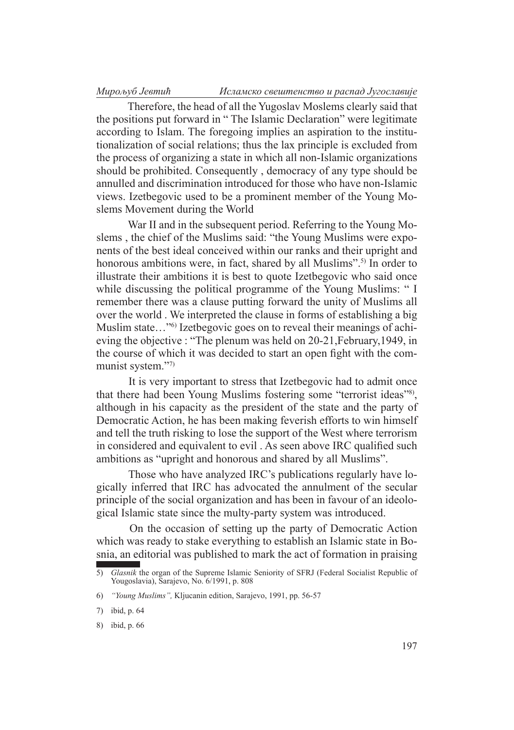Therefore, the head of all the Yugoslav Moslems clearly said that the positions put forward in " The Islamic Declaration" were legitimate according to Islam. The foregoing implies an aspiration to the institutionalization of social relations; thus the lax principle is excluded from the process of organizing a state in which all non-Islamic organizations should be prohibited. Consequently , democracy of any type should be annulled and discrimination introduced for those who have non-Islamic views. Izetbegovic used to be a prominent member of the Young Moslems Movement during the World

War II and in the subsequent period. Referring to the Young Moslems , the chief of the Muslims said: "the Young Muslims were exponents of the best ideal conceived within our ranks and their upright and honorous ambitions were, in fact, shared by all Muslims".[5] In order to illustrate their ambitions it is best to quote Izetbegovic who said once while discussing the political programme of the Young Muslims: " I remember there was a clause putting forward the unity of Muslims all over the world . We interpreted the clause in forms of establishing a big Muslim state…"[6] Izetbegovic goes on to reveal their meanings of achieving the objective : "The plenum was held on 20-21,February,1949, in the course of which it was decided to start an open fight with the communist system."[7]

It is very important to stress that Izetbegovic had to admit once that there had been Young Muslims fostering some "terrorist ideas"[8], although in his capacity as the president of the state and the party of Democratic Action, he has been making feverish efforts to win himself and tell the truth risking to lose the support of the West where terrorism in considered and equivalent to evil . As seen above IRC qualified such ambitions as "upright and honorous and shared by all Muslims".

Those who have analyzed IRC's publications regularly have logically inferred that IRC has advocated the annulment of the secular principle of the social organization and has been in favour of an ideological Islamic state since the multy-party system was introduced.

On the occasion of setting up the party of Democratic Action which was ready to stake everything to establish an Islamic state in Bosnia, an editorial was published to mark the act of formation in praising

---

5) *Glasnik* the organ of the Supreme Islamic Seniority of SFRJ (Federal Socialist Republic of Yougoslavia), Sarajevo, No. 6/1991, p. 808

6) *"Young Muslims",* Kljucanin edition, Sarajevo, 1991, pp. 56-57

7) ibid, p. 64

8) ibid, p. 66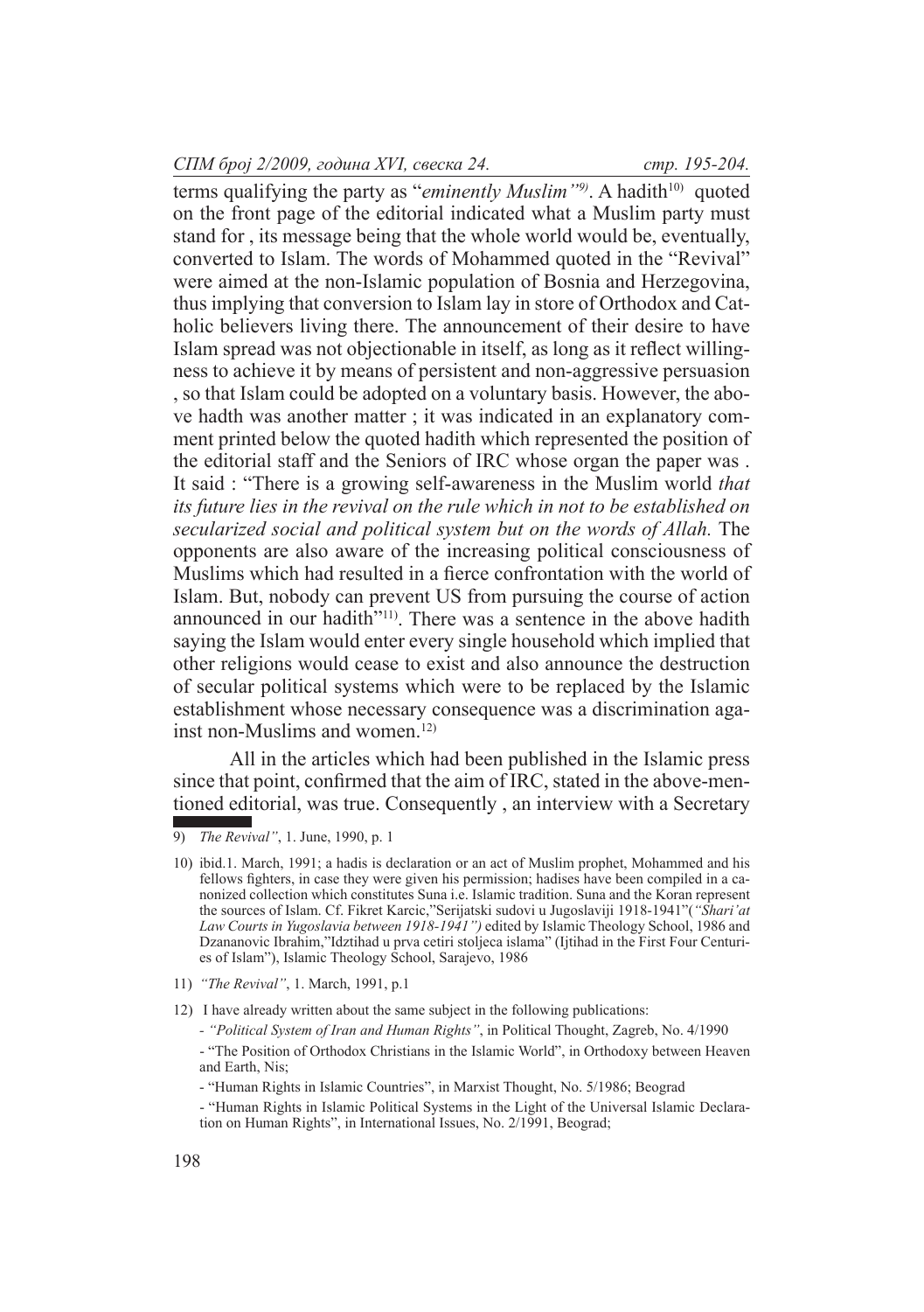terms qualifying the party as "*eminently Muslim"*[9]. A hadith[10] quoted on the front page of the editorial indicated what a Muslim party must stand for , its message being that the whole world would be, eventually, converted to Islam. The words of Mohammed quoted in the "Revival" were aimed at the non-Islamic population of Bosnia and Herzegovina, thus implying that conversion to Islam lay in store of Orthodox and Catholic believers living there. The announcement of their desire to have Islam spread was not objectionable in itself, as long as it reflect willingness to achieve it by means of persistent and non-aggressive persuasion , so that Islam could be adopted on a voluntary basis. However, the above hadth was another matter ; it was indicated in an explanatory comment printed below the quoted hadith which represented the position of the editorial staff and the Seniors of IRC whose organ the paper was . It said : "There is a growing self-awareness in the Muslim world *that its future lies in the revival on the rule which in not to be established on secularized social and political system but on the words of Allah.* The opponents are also aware of the increasing political consciousness of Muslims which had resulted in a fierce confrontation with the world of Islam. But, nobody can prevent US from pursuing the course of action announced in our hadith"[11]. There was a sentence in the above hadith saying the Islam would enter every single household which implied that other religions would cease to exist and also announce the destruction of secular political systems which were to be replaced by the Islamic establishment whose necessary consequence was a discrimination against non-Muslims and women.[12]

All in the articles which had been published in the Islamic press since that point, confirmed that the aim of IRC, stated in the above-mentioned editorial, was true. Consequently , an interview with a Secretary

---

9) *The Revival"*, 1. June, 1990, p. 1

10) ibid.1. March, 1991; a hadis is declaration or an act of Muslim prophet, Mohammed and his fellows fighters, in case they were given his permission; hadises have been compiled in a canonized collection which constitutes Suna i.e. Islamic tradition. Suna and the Koran represent the sources of Islam. Cf. Fikret Karcic,"Serijatski sudovi u Jugoslaviji 1918-1941"(*"Shari'at Law Courts in Yugoslavia between 1918-1941")* edited by Islamic Theology School, 1986 and Dzananovic Ibrahim,"Idztihad u prva cetiri stoljeca islama" (Ijtihad in the First Four Centuries of Islam"), Islamic Theology School, Sarajevo, 1986

11) *"The Revival"*, 1. March, 1991, p.1

12) I have already written about the same subject in the following publications:

- *"Political System of Iran and Human Rights"*, in Political Thought, Zagreb, No. 4/1990
- "The Position of Orthodox Christians in the Islamic World", in Orthodoxy between Heaven and Earth, Nis;
- "Human Rights in Islamic Countries", in Marxist Thought, No. 5/1986; Beograd
- "Human Rights in Islamic Political Systems in the Light of the Universal Islamic Declaration on Human Rights", in International Issues, No. 2/1991, Beograd;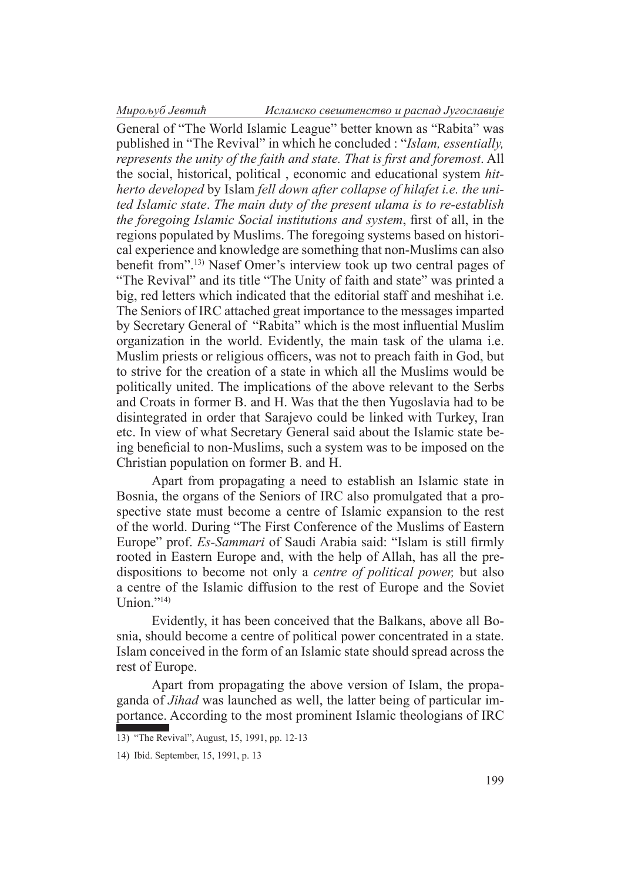General of "The World Islamic League" better known as "Rabita" was published in "The Revival" in which he concluded : "*Islam, essentially, represents the unity of the faith and state. That is first and foremost*. All the social, historical, political , economic and educational system *hitherto developed* by Islam *fell down after collapse of hilafet i.e. the united Islamic state*. *The main duty of the present ulama is to re-establish the foregoing Islamic Social institutions and system*, first of all, in the regions populated by Muslims. The foregoing systems based on historical experience and knowledge are something that non-Muslims can also benefit from".[13] Nasef Omer's interview took up two central pages of "The Revival" and its title "The Unity of faith and state" was printed a big, red letters which indicated that the editorial staff and meshihat i.e. The Seniors of IRC attached great importance to the messages imparted by Secretary General of "Rabita" which is the most influential Muslim organization in the world. Evidently, the main task of the ulama i.e. Muslim priests or religious officers, was not to preach faith in God, but to strive for the creation of a state in which all the Muslims would be politically united. The implications of the above relevant to the Serbs and Croats in former B. and H. Was that the then Yugoslavia had to be disintegrated in order that Sarajevo could be linked with Turkey, Iran etc. In view of what Secretary General said about the Islamic state being beneficial to non-Muslims, such a system was to be imposed on the Christian population on former B. and H.

Apart from propagating a need to establish an Islamic state in Bosnia, the organs of the Seniors of IRC also promulgated that a prospective state must become a centre of Islamic expansion to the rest of the world. During "The First Conference of the Muslims of Eastern Europe" prof. *Es-Sammari* of Saudi Arabia said: "Islam is still firmly rooted in Eastern Europe and, with the help of Allah, has all the predispositions to become not only a *centre of political power,* but also a centre of the Islamic diffusion to the rest of Europe and the Soviet Union."[14]

Evidently, it has been conceived that the Balkans, above all Bosnia, should become a centre of political power concentrated in a state. Islam conceived in the form of an Islamic state should spread across the rest of Europe.

Apart from propagating the above version of Islam, the propaganda of *Jihad* was launched as well, the latter being of particular importance. According to the most prominent Islamic theologians of IRC

---

13) "The Revival", August, 15, 1991, pp. 12-13

14) Ibid. September, 15, 1991, p. 13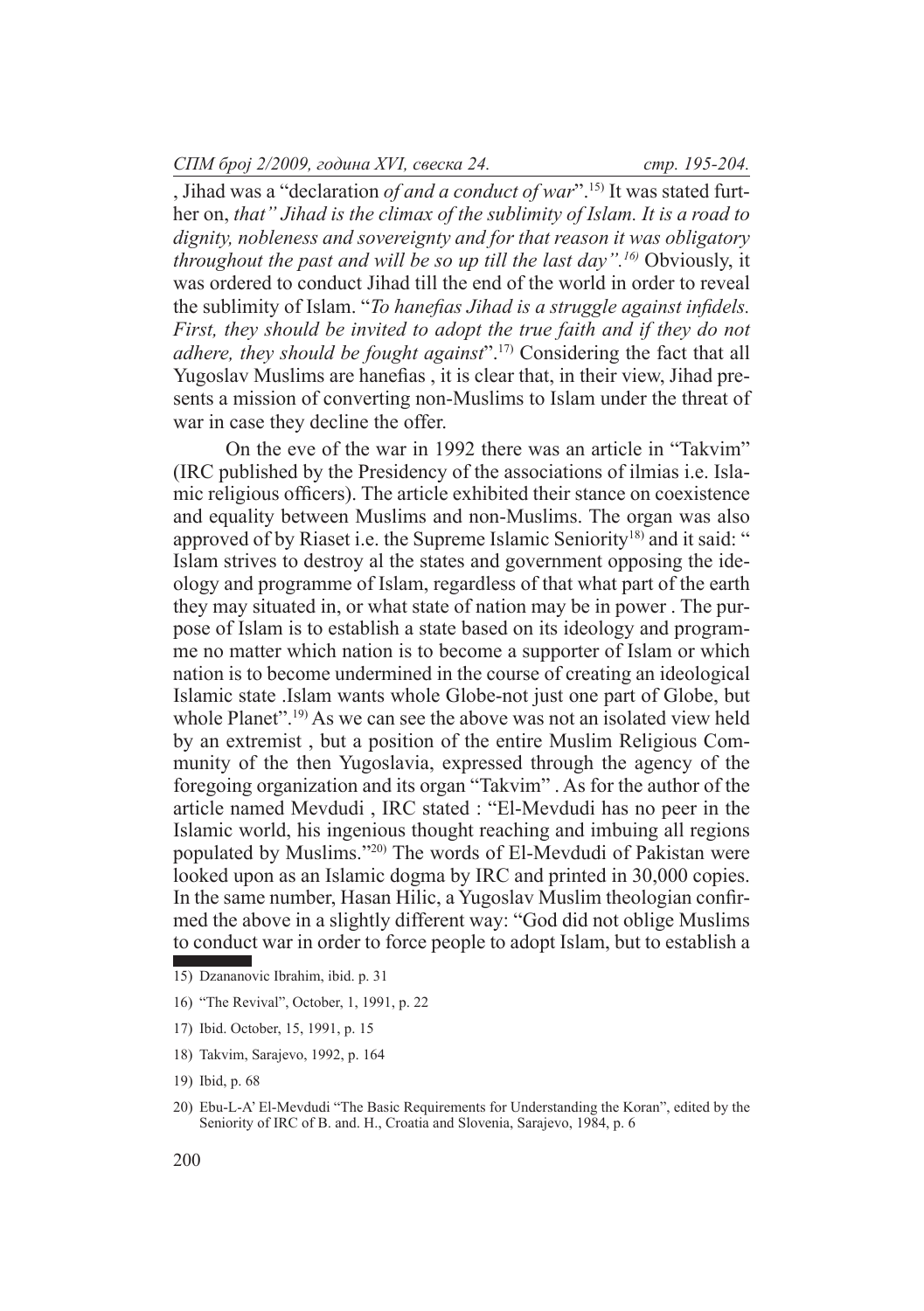, Jihad was a "declaration *of and a conduct of war*".[15] It was stated further on, *that" Jihad is the climax of the sublimity of Islam. It is a road to dignity, nobleness and sovereignty and for that reason it was obligatory throughout the past and will be so up till the last day".[16]* Obviously, it was ordered to conduct Jihad till the end of the world in order to reveal the sublimity of Islam. "*To hanefias Jihad is a struggle against infidels. First, they should be invited to adopt the true faith and if they do not adhere, they should be fought against*".[17] Considering the fact that all Yugoslav Muslims are hanefias , it is clear that, in their view, Jihad presents a mission of converting non-Muslims to Islam under the threat of war in case they decline the offer.

On the eve of the war in 1992 there was an article in "Takvim" (IRC published by the Presidency of the associations of ilmias i.e. Islamic religious officers). The article exhibited their stance on coexistence and equality between Muslims and non-Muslims. The organ was also approved of by Riaset i.e. the Supreme Islamic Seniority[18] and it said: " Islam strives to destroy al the states and government opposing the ideology and programme of Islam, regardless of that what part of the earth they may situated in, or what state of nation may be in power . The purpose of Islam is to establish a state based on its ideology and programme no matter which nation is to become a supporter of Islam or which nation is to become undermined in the course of creating an ideological Islamic state .Islam wants whole Globe-not just one part of Globe, but whole Planet".[19] As we can see the above was not an isolated view held by an extremist , but a position of the entire Muslim Religious Community of the then Yugoslavia, expressed through the agency of the foregoing organization and its organ "Takvim" . As for the author of the article named Mevdudi , IRC stated : "El-Mevdudi has no peer in the Islamic world, his ingenious thought reaching and imbuing all regions populated by Muslims."[20] The words of El-Mevdudi of Pakistan were looked upon as an Islamic dogma by IRC and printed in 30,000 copies. In the same number, Hasan Hilic, a Yugoslav Muslim theologian confirmed the above in a slightly different way: "God did not oblige Muslims to conduct war in order to force people to adopt Islam, but to establish a

15) Dzananovic Ibrahim, ibid. p. 31

16) "The Revival", October, 1, 1991, p. 22

17) Ibid. October, 15, 1991, p. 15

18) Takvim, Sarajevo, 1992, p. 164

19) Ibid, p. 68

20) Ebu-L-A' El-Mevdudi "The Basic Requirements for Understanding the Koran", edited by the Seniority of IRC of B. and. H., Croatia and Slovenia, Sarajevo, 1984, p. 6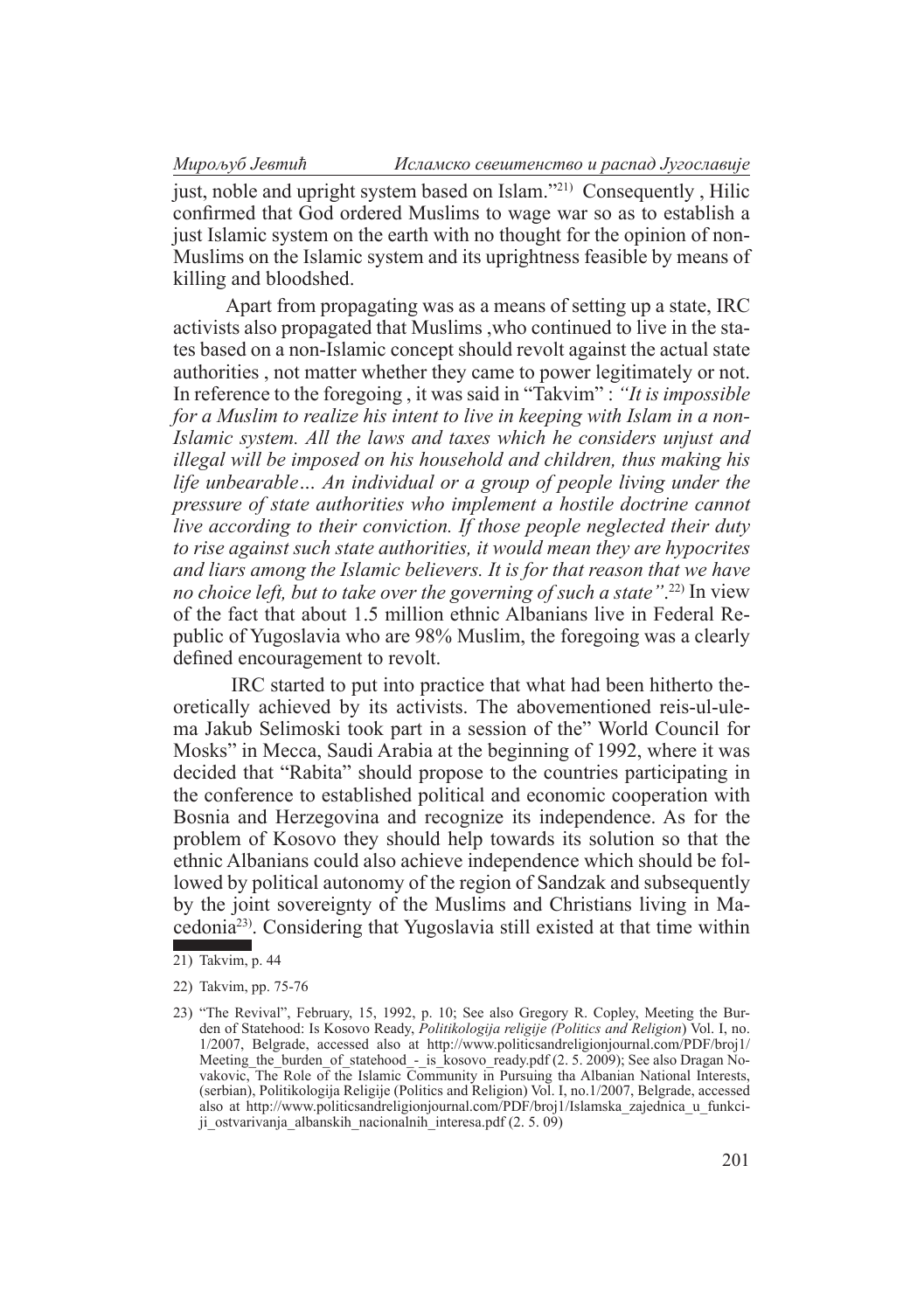just, noble and upright system based on Islam."[21] Consequently , Hilic confirmed that God ordered Muslims to wage war so as to establish a just Islamic system on the earth with no thought for the opinion of non-Muslims on the Islamic system and its uprightness feasible by means of killing and bloodshed.

Apart from propagating was as a means of setting up a state, IRC activists also propagated that Muslims ,who continued to live in the states based on a non-Islamic concept should revolt against the actual state authorities , not matter whether they came to power legitimately or not. In reference to the foregoing , it was said in "Takvim" : *"It is impossible for a Muslim to realize his intent to live in keeping with Islam in a non-Islamic system. All the laws and taxes which he considers unjust and illegal will be imposed on his household and children, thus making his life unbearable… An individual or a group of people living under the pressure of state authorities who implement a hostile doctrine cannot live according to their conviction. If those people neglected their duty to rise against such state authorities, it would mean they are hypocrites and liars among the Islamic believers. It is for that reason that we have no choice left, but to take over the governing of such a state"*.[22] In view of the fact that about 1.5 million ethnic Albanians live in Federal Republic of Yugoslavia who are 98% Muslim, the foregoing was a clearly defined encouragement to revolt.

IRC started to put into practice that what had been hitherto theoretically achieved by its activists. The abovementioned reis-ul-ulema Jakub Selimoski took part in a session of the" World Council for Mosks" in Mecca, Saudi Arabia at the beginning of 1992, where it was decided that "Rabita" should propose to the countries participating in the conference to established political and economic cooperation with Bosnia and Herzegovina and recognize its independence. As for the problem of Kosovo they should help towards its solution so that the ethnic Albanians could also achieve independence which should be followed by political autonomy of the region of Sandzak and subsequently by the joint sovereignty of the Muslims and Christians living in Macedonia[23]. Considering that Yugoslavia still existed at that time within

21) Takvim, p. 44

22) Takvim, pp. 75-76

23) "The Revival", February, 15, 1992, p. 10; See also Gregory R. Copley, Meeting the Burden of Statehood: Is Kosovo Ready, *Politikologija religije (Politics and Religion*) Vol. I, no. 1/2007, Belgrade, accessed also at http://www.politicsandreligionjournal.com/PDF/broj1/Meeting_the_burden_of_statehood_-_is_kosovo_ready.pdf (2. 5. 2009); See also Dragan Novakovic, The Role of the Islamic Community in Pursuing tha Albanian National Interests, (serbian), Politikologija Religije (Politics and Religion) Vol. I, no.1/2007, Belgrade, accessed also at http://www.politicsandreligionjournal.com/PDF/broj1/Islamska_zajednica_u_funkciji_ostvarivanja_albanskih_nacionalnih_interesa.pdf (2. 5. 09)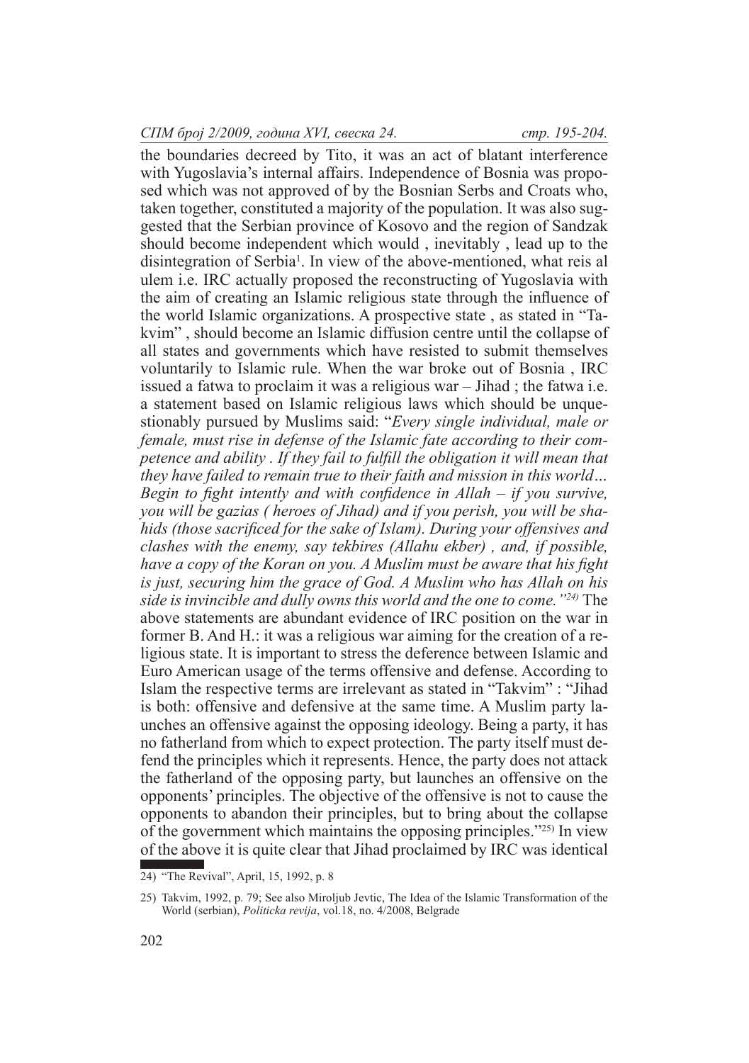the boundaries decreed by Tito, it was an act of blatant interference with Yugoslavia's internal affairs. Independence of Bosnia was proposed which was not approved of by the Bosnian Serbs and Croats who, taken together, constituted a majority of the population. It was also suggested that the Serbian province of Kosovo and the region of Sandzak should become independent which would , inevitably , lead up to the disintegration of Serbia[1]. In view of the above-mentioned, what reis al ulem i.e. IRC actually proposed the reconstructing of Yugoslavia with the aim of creating an Islamic religious state through the influence of the world Islamic organizations. A prospective state , as stated in "Takvim" , should become an Islamic diffusion centre until the collapse of all states and governments which have resisted to submit themselves voluntarily to Islamic rule. When the war broke out of Bosnia , IRC issued a fatwa to proclaim it was a religious war – Jihad ; the fatwa i.e. a statement based on Islamic religious laws which should be unquestionably pursued by Muslims said: "*Every single individual, male or female, must rise in defense of the Islamic fate according to their competence and ability . If they fail to fulfill the obligation it will mean that they have failed to remain true to their faith and mission in this world… Begin to fight intently and with confidence in Allah – if you survive, you will be gazias ( heroes of Jihad) and if you perish, you will be shahids (those sacrificed for the sake of Islam). During your offensives and clashes with the enemy, say tekbires (Allahu ekber) , and, if possible, have a copy of the Koran on you. A Muslim must be aware that his fight is just, securing him the grace of God. A Muslim who has Allah on his side is invincible and dully owns this world and the one to come."*[24] The above statements are abundant evidence of IRC position on the war in former B. And H.: it was a religious war aiming for the creation of a religious state. It is important to stress the deference between Islamic and Euro American usage of the terms offensive and defense. According to Islam the respective terms are irrelevant as stated in "Takvim" : "Jihad is both: offensive and defensive at the same time. A Muslim party launches an offensive against the opposing ideology. Being a party, it has no fatherland from which to expect protection. The party itself must defend the principles which it represents. Hence, the party does not attack the fatherland of the opposing party, but launches an offensive on the opponents' principles. The objective of the offensive is not to cause the opponents to abandon their principles, but to bring about the collapse of the government which maintains the opposing principles."[25] In view of the above it is quite clear that Jihad proclaimed by IRC was identical

24) "The Revival", April, 15, 1992, p. 8

25) Takvim, 1992, p. 79; See also Miroljub Jevtic, The Idea of the Islamic Transformation of the World (serbian), *Politicka revija*, vol.18, no. 4/2008, Belgrade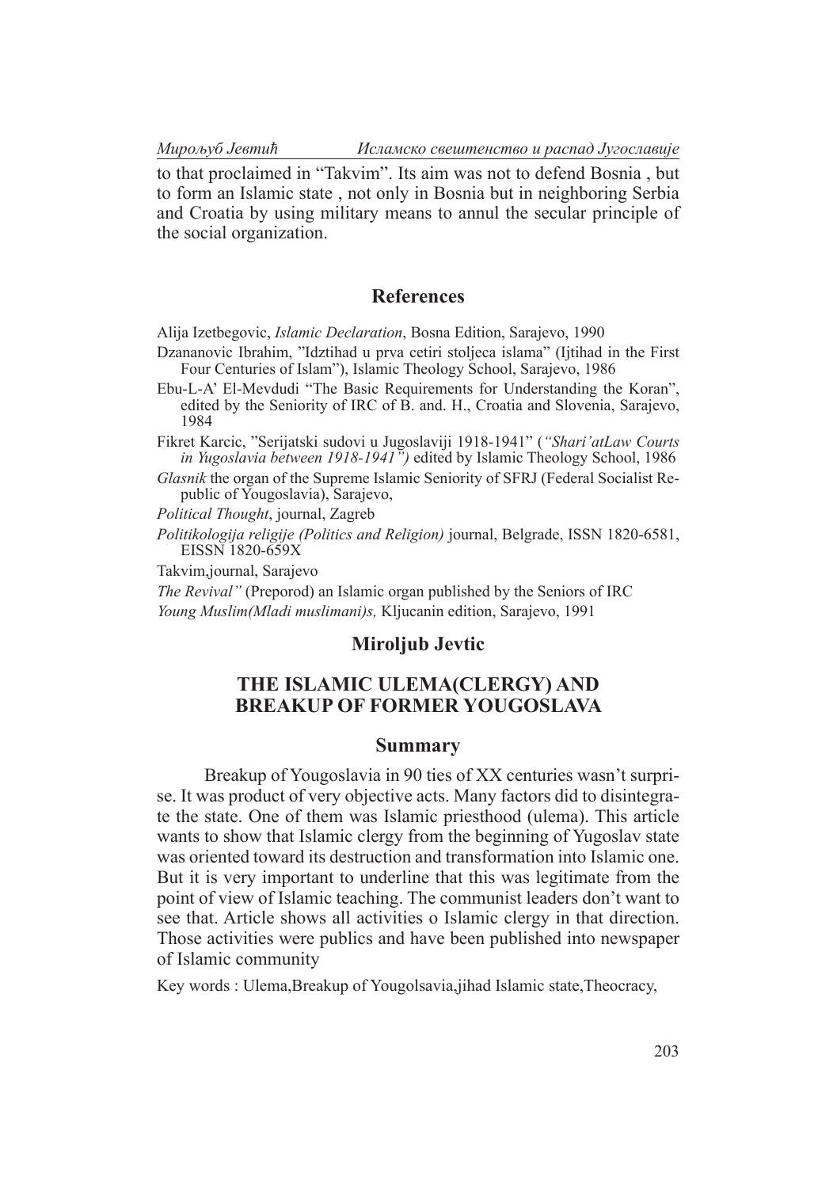to that proclaimed in "Takvim". Its aim was not to defend Bosnia , but to form an Islamic state , not only in Bosnia but in neighboring Serbia and Croatia by using military means to annul the secular principle of the social organization.

## References

Alija Izetbegovic, *Islamic Declaration*, Bosna Edition, Sarajevo, 1990

Dzananovic Ibrahim, "Idztihad u prva cetiri stoljeca islama" (Ijtihad in the First Four Centuries of Islam"), Islamic Theology School, Sarajevo, 1986

Ebu-L-A' El-Mevdudi "The Basic Requirements for Understanding the Koran", edited by the Seniority of IRC of B. and. H., Croatia and Slovenia, Sarajevo, 1984

Fikret Karcic, "Serijatski sudovi u Jugoslaviji 1918-1941" (*"Shari'atLaw Courts in Yugoslavia between 1918-1941")* edited by Islamic Theology School, 1986

*Glasnik* the organ of the Supreme Islamic Seniority of SFRJ (Federal Socialist Republic of Yougoslavia), Sarajevo,

*Political Thought*, journal, Zagreb

*Politikologija religije (Politics and Religion)* journal, Belgrade, ISSN 1820-6581, EISSN 1820-659X

Takvim,journal, Sarajevo

*The Revival"* (Preporod) an Islamic organ published by the Seniors of IRC

*Young Muslim(Mladi muslimani)s,* Kljucanin edition, Sarajevo, 1991

**Miroljub Jevtic**

## THE ISLAMIC ULEMA(CLERGY) AND BREAKUP OF FORMER YOUGOSLAVA

### Summary

Breakup of Yougoslavia in 90 ties of XX centuries wasn't surprise. It was product of very objective acts. Many factors did to disintegrate the state. One of them was Islamic priesthood (ulema). This article wants to show that Islamic clergy from the beginning of Yugoslav state was oriented toward its destruction and transformation into Islamic one. But it is very important to underline that this was legitimate from the point of view of Islamic teaching. The communist leaders don't want to see that. Article shows all activities o Islamic clergy in that direction. Those activities were publics and have been published into newspaper of Islamic community

Key words : Ulema,Breakup of Yougolsavia,jihad Islamic state,Theocracy,